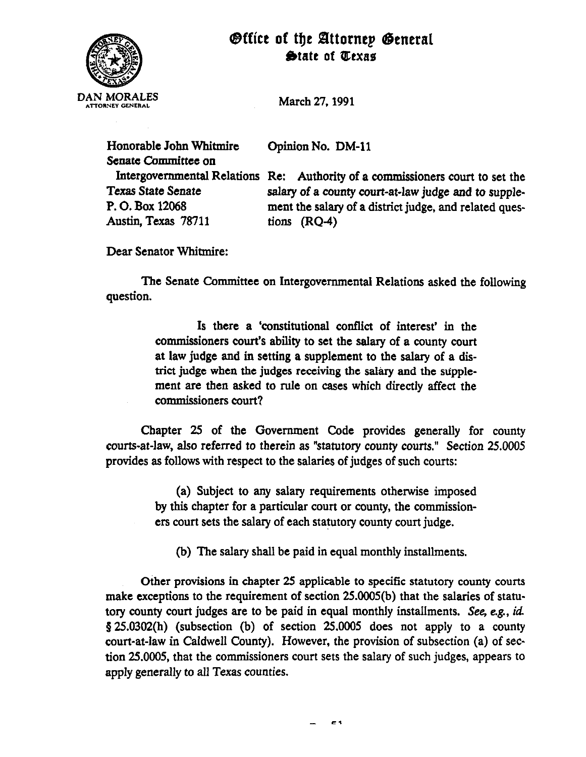# Office of the Attorney General
## State of Texas

DAN MORALES
ATTORNEY GENERAL

March 27, 1991

Honorable John Whitmire
Senate Committee on
Intergovernmental Relations
Texas State Senate
P. O. Box 12068
Austin, Texas 78711

Opinion No. DM-11

Re: Authority of a commissioners court to set the salary of a county court-at-law judge and to supplement the salary of a district judge, and related questions (RQ-4)

Dear Senator Whitmire:

The Senate Committee on Intergovernmental Relations asked the following question.

> Is there a 'constitutional conflict of interest' in the commissioners court's ability to set the salary of a county court at law judge and in setting a supplement to the salary of a district judge when the judges receiving the salary and the supplement are then asked to rule on cases which directly affect the commissioners court?

Chapter 25 of the Government Code provides generally for county courts-at-law, also referred to therein as "statutory county courts." Section 25.0005 provides as follows with respect to the salaries of judges of such courts:

> (a) Subject to any salary requirements otherwise imposed by this chapter for a particular court or county, the commissioners court sets the salary of each statutory county court judge.
>
> (b) The salary shall be paid in equal monthly installments.

Other provisions in chapter 25 applicable to specific statutory county courts make exceptions to the requirement of section 25.0005(b) that the salaries of statutory county court judges are to be paid in equal monthly installments. *See, e.g., id.* § 25.0302(h) (subsection (b) of section 25.0005 does not apply to a county court-at-law in Caldwell County). However, the provision of subsection (a) of section 25.0005, that the commissioners court sets the salary of such judges, appears to apply generally to all Texas counties.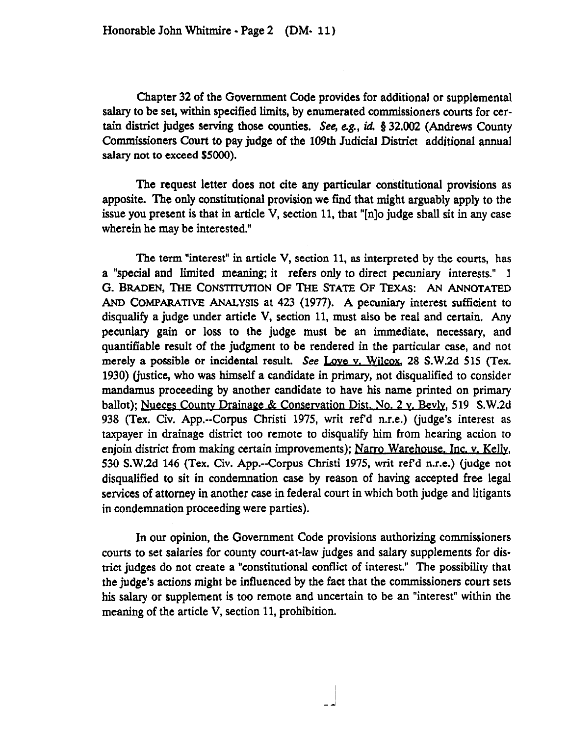Chapter 32 of the Government Code provides for additional or supplemental salary to be set, within specified limits, by enumerated commissioners courts for certain district judges serving those counties. *See, e.g., id.* § 32.002 (Andrews County Commissioners Court to pay judge of the 109th Judicial District additional annual salary not to exceed $5000).

The request letter does not cite any particular constitutional provisions as apposite. The only constitutional provision we find that might arguably apply to the issue you present is that in article V, section 11, that "[n]o judge shall sit in any case wherein he may be interested."

The term "interest" in article V, section 11, as interpreted by the courts, has a "special and limited meaning; it refers only to direct pecuniary interests." 1 G. BRADEN, THE CONSTITUTION OF THE STATE OF TEXAS: AN ANNOTATED AND COMPARATIVE ANALYSIS at 423 (1977). A pecuniary interest sufficient to disqualify a judge under article V, section 11, must also be real and certain. Any pecuniary gain or loss to the judge must be an immediate, necessary, and quantifiable result of the judgment to be rendered in the particular case, and not merely a possible or incidental result. *See* Love v. Wilcox, 28 S.W.2d 515 (Tex. 1930) (justice, who was himself a candidate in primary, not disqualified to consider mandamus proceeding by another candidate to have his name printed on primary ballot); Nueces County Drainage & Conservation Dist. No. 2 v. Bevly, 519 S.W.2d 938 (Tex. Civ. App.--Corpus Christi 1975, writ ref'd n.r.e.) (judge's interest as taxpayer in drainage district too remote to disqualify him from hearing action to enjoin district from making certain improvements); Narro Warehouse, Inc. v. Kelly, 530 S.W.2d 146 (Tex. Civ. App.--Corpus Christi 1975, writ ref'd n.r.e.) (judge not disqualified to sit in condemnation case by reason of having accepted free legal services of attorney in another case in federal court in which both judge and litigants in condemnation proceeding were parties).

In our opinion, the Government Code provisions authorizing commissioners courts to set salaries for county court-at-law judges and salary supplements for district judges do not create a "constitutional conflict of interest." The possibility that the judge's actions might be influenced by the fact that the commissioners court sets his salary or supplement is too remote and uncertain to be an "interest" within the meaning of the article V, section 11, prohibition.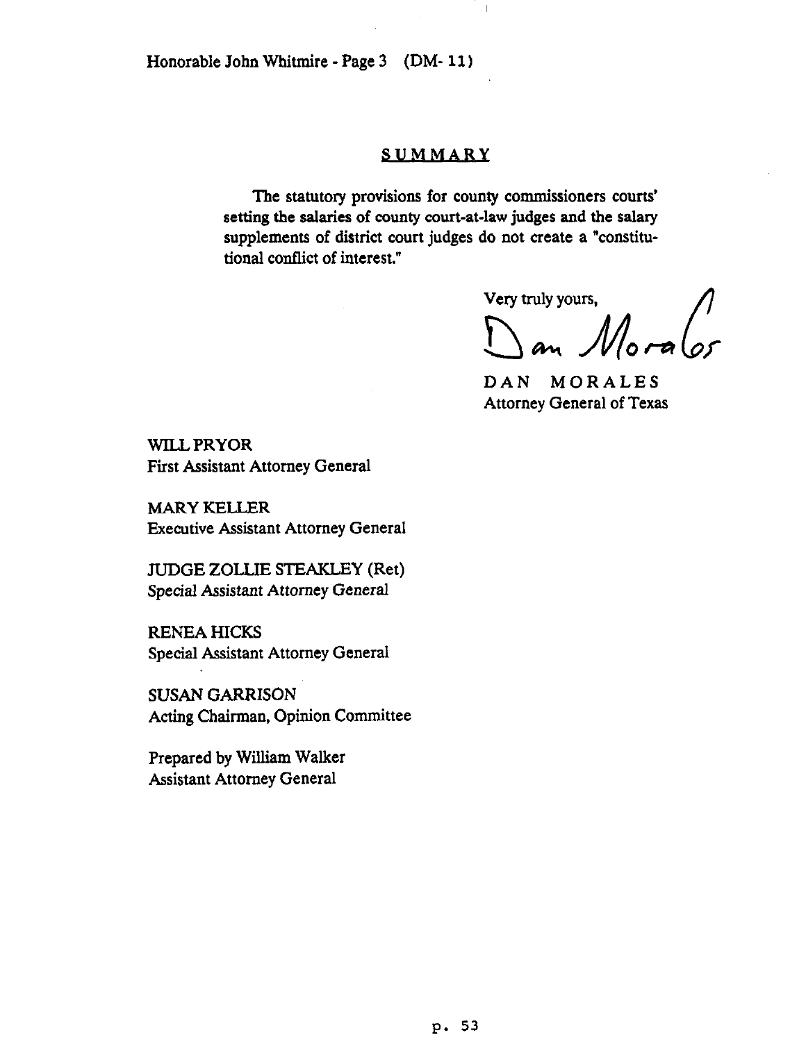## SUMMARY

The statutory provisions for county commissioners courts' setting the salaries of county court-at-law judges and the salary supplements of district court judges do not create a "constitutional conflict of interest."

Very truly yours,

Dan Morales

DAN MORALES
Attorney General of Texas

WILL PRYOR
First Assistant Attorney General

MARY KELLER
Executive Assistant Attorney General

JUDGE ZOLLIE STEAKLEY (Ret)
Special Assistant Attorney General

RENEA HICKS
Special Assistant Attorney General

SUSAN GARRISON
Acting Chairman, Opinion Committee

Prepared by William Walker
Assistant Attorney General